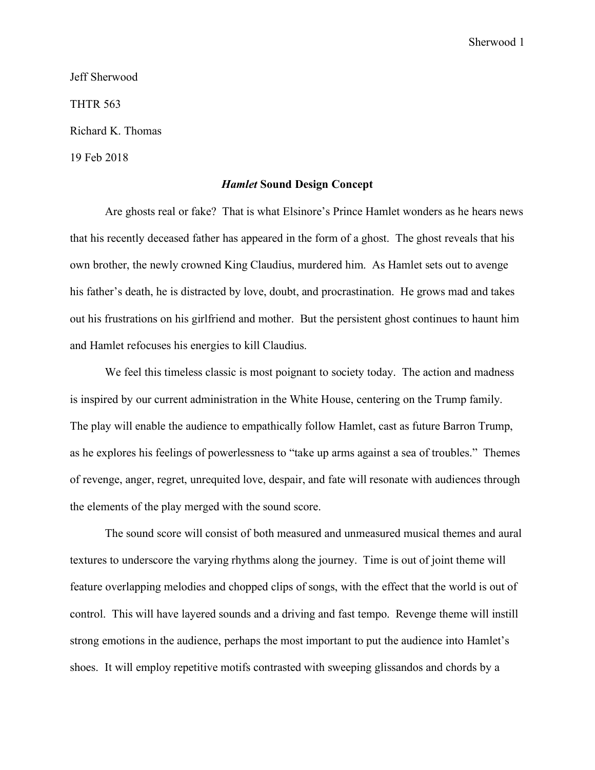Jeff Sherwood

THTR 563

Richard K. Thomas

19 Feb 2018

# *Hamlet* Sound Design Concept

Are ghosts real or fake? That is what Elsinore's Prince Hamlet wonders as he hears news that his recently deceased father has appeared in the form of a ghost. The ghost reveals that his own brother, the newly crowned King Claudius, murdered him. As Hamlet sets out to avenge his father's death, he is distracted by love, doubt, and procrastination. He grows mad and takes out his frustrations on his girlfriend and mother. But the persistent ghost continues to haunt him and Hamlet refocuses his energies to kill Claudius.

We feel this timeless classic is most poignant to society today. The action and madness is inspired by our current administration in the White House, centering on the Trump family. The play will enable the audience to empathically follow Hamlet, cast as future Barron Trump, as he explores his feelings of powerlessness to "take up arms against a sea of troubles." Themes of revenge, anger, regret, unrequited love, despair, and fate will resonate with audiences through the elements of the play merged with the sound score.

The sound score will consist of both measured and unmeasured musical themes and aural textures to underscore the varying rhythms along the journey. Time is out of joint theme will feature overlapping melodies and chopped clips of songs, with the effect that the world is out of control. This will have layered sounds and a driving and fast tempo. Revenge theme will instill strong emotions in the audience, perhaps the most important to put the audience into Hamlet's shoes. It will employ repetitive motifs contrasted with sweeping glissandos and chords by a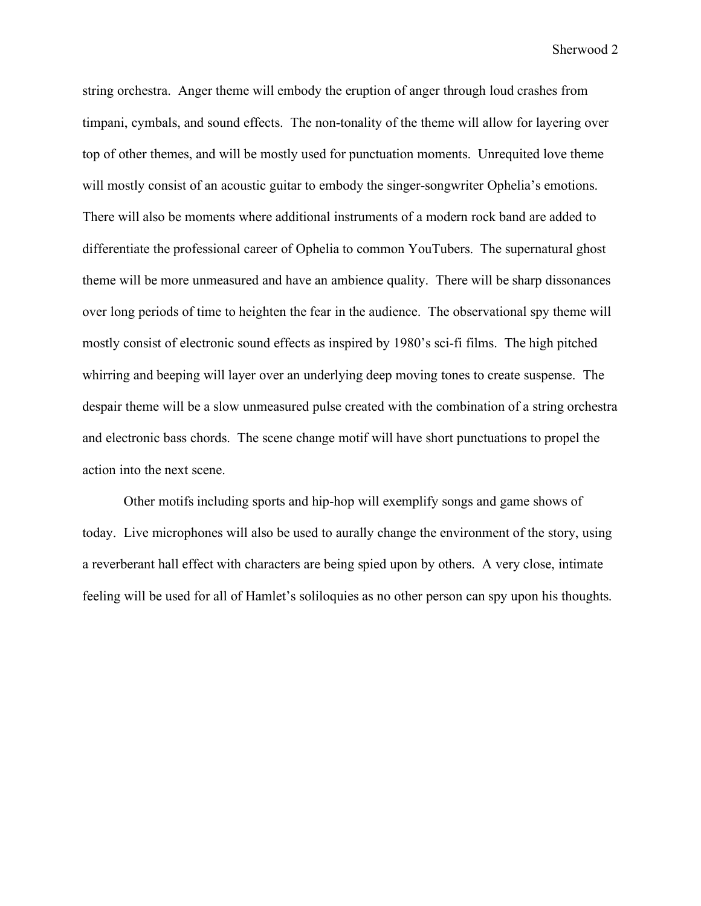string orchestra. Anger theme will embody the eruption of anger through loud crashes from timpani, cymbals, and sound effects. The non-tonality of the theme will allow for layering over top of other themes, and will be mostly used for punctuation moments. Unrequited love theme will mostly consist of an acoustic guitar to embody the singer-songwriter Ophelia's emotions. There will also be moments where additional instruments of a modern rock band are added to differentiate the professional career of Ophelia to common YouTubers. The supernatural ghost theme will be more unmeasured and have an ambience quality. There will be sharp dissonances over long periods of time to heighten the fear in the audience. The observational spy theme will mostly consist of electronic sound effects as inspired by 1980's sci-fi films. The high pitched whirring and beeping will layer over an underlying deep moving tones to create suspense. The despair theme will be a slow unmeasured pulse created with the combination of a string orchestra and electronic bass chords. The scene change motif will have short punctuations to propel the action into the next scene.

Other motifs including sports and hip-hop will exemplify songs and game shows of today. Live microphones will also be used to aurally change the environment of the story, using a reverberant hall effect with characters are being spied upon by others. A very close, intimate feeling will be used for all of Hamlet's soliloquies as no other person can spy upon his thoughts.